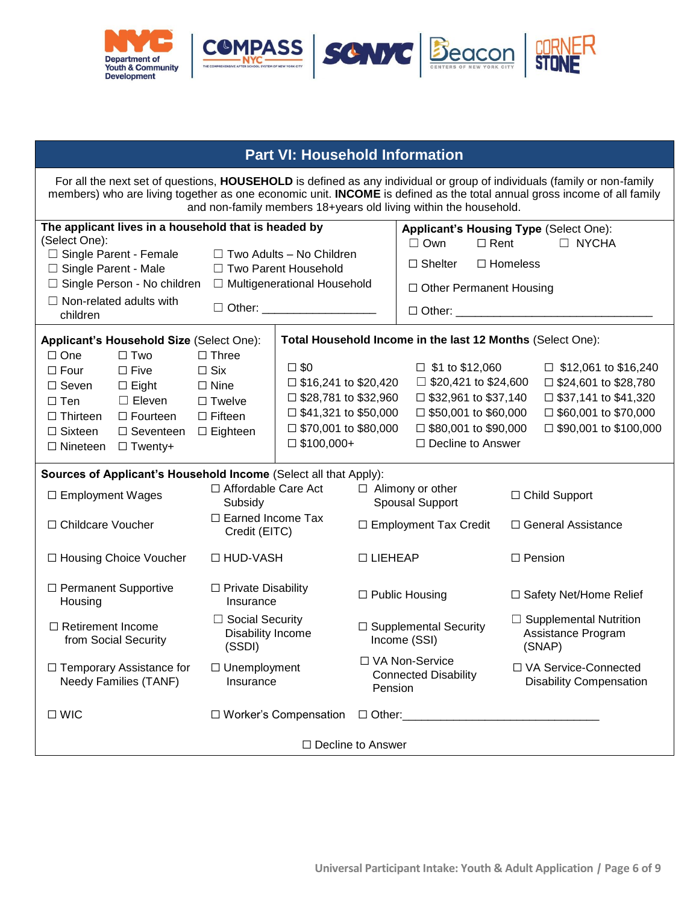## Part VI: Household Information

For all the next set of questions, **HOUSEHOLD** is defined as any individual or group of individuals (family or non-family members) who are living together as one economic unit. **INCOME** is defined as the total annual gross income of all family and non-family members 18+years old living within the household.

**The applicant lives in a household that is headed by** (Select One):

- ☐ Single Parent - Female
- ☐ Single Parent - Male
- ☐ Single Person - No children
- ☐ Non-related adults with children
- ☐ Two Adults – No Children
- ☐ Two Parent Household
- ☐ Multigenerational Household
- ☐ Other: ___________________

**Applicant's Housing Type** (Select One):

- ☐ Own
- ☐ Rent
- ☐ NYCHA
- ☐ Shelter
- ☐ Homeless
- ☐ Other Permanent Housing
- ☐ Other: ________________________________

**Applicant's Household Size** (Select One):

| | | |
|---|---|---|
| ☐ One | ☐ Two | ☐ Three |
| ☐ Four | ☐ Five | ☐ Six |
| ☐ Seven | ☐ Eight | ☐ Nine |
| ☐ Ten | ☐ Eleven | ☐ Twelve |
| ☐ Thirteen | ☐ Fourteen | ☐ Fifteen |
| ☐ Sixteen | ☐ Seventeen | ☐ Eighteen |
| ☐ Nineteen | ☐ Twenty+ | |

**Total Household Income in the last 12 Months** (Select One):

| | | |
|---|---|---|
| ☐ $0 | ☐ $1 to $12,060 | ☐ $12,061 to $16,240 |
| ☐ $16,241 to $20,420 | ☐ $20,421 to $24,600 | ☐ $24,601 to $28,780 |
| ☐ $28,781 to $32,960 | ☐ $32,961 to $37,140 | ☐ $37,141 to $41,320 |
| ☐ $41,321 to $50,000 | ☐ $50,001 to $60,000 | ☐ $60,001 to $70,000 |
| ☐ $70,001 to $80,000 | ☐ $80,001 to $90,000 | ☐ $90,001 to $100,000 |
| ☐ $100,000+ | ☐ Decline to Answer | |

**Sources of Applicant's Household Income** (Select all that Apply):

| | | | |
|---|---|---|---|
| ☐ Employment Wages | ☐ Affordable Care Act Subsidy | ☐ Alimony or other Spousal Support | ☐ Child Support |
| ☐ Childcare Voucher | ☐ Earned Income Tax Credit (EITC) | ☐ Employment Tax Credit | ☐ General Assistance |
| ☐ Housing Choice Voucher | ☐ HUD-VASH | ☐ LIEHEAP | ☐ Pension |
| ☐ Permanent Supportive Housing | ☐ Private Disability Insurance | ☐ Public Housing | ☐ Safety Net/Home Relief |
| ☐ Retirement Income from Social Security | ☐ Social Security Disability Income (SSDI) | ☐ Supplemental Security Income (SSI) | ☐ Supplemental Nutrition Assistance Program (SNAP) |
| ☐ Temporary Assistance for Needy Families (TANF) | ☐ Unemployment Insurance | ☐ VA Non-Service Connected Disability Pension | ☐ VA Service-Connected Disability Compensation |
| ☐ WIC | ☐ Worker's Compensation | ☐ Other:_______________________________ | |

☐ Decline to Answer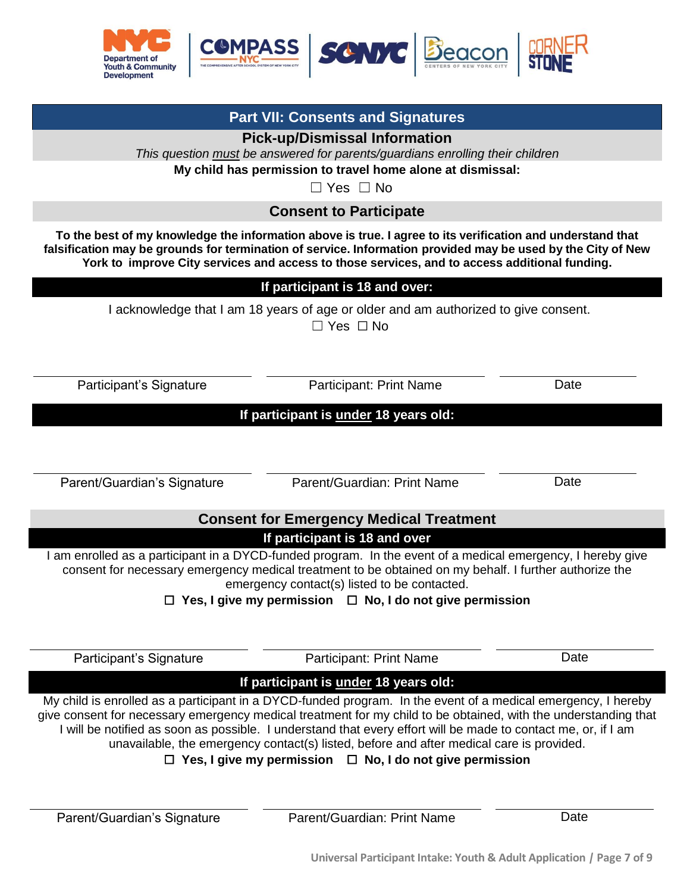## Part VII: Consents and Signatures

### Pick-up/Dismissal Information

*This question must be answered for parents/guardians enrolling their children*

**My child has permission to travel home alone at dismissal:**

☐ Yes ☐ No

### Consent to Participate

**To the best of my knowledge the information above is true. I agree to its verification and understand that falsification may be grounds for termination of service. Information provided may be used by the City of New York to improve City services and access to those services, and to access additional funding.**

**If participant is 18 and over:**

I acknowledge that I am 18 years of age or older and am authorized to give consent.

☐ Yes ☐ No

| Participant's Signature | Participant: Print Name | Date |
|---|---|---|
| | | |

**If participant is under 18 years old:**

| Parent/Guardian's Signature | Parent/Guardian: Print Name | Date |
|---|---|---|
| | | |

### Consent for Emergency Medical Treatment

**If participant is 18 and over**

I am enrolled as a participant in a DYCD-funded program. In the event of a medical emergency, I hereby give consent for necessary emergency medical treatment to be obtained on my behalf. I further authorize the emergency contact(s) listed to be contacted.

**☐ Yes, I give my permission ☐ No, I do not give permission**

| Participant's Signature | Participant: Print Name | Date |
|---|---|---|
| | | |

**If participant is under 18 years old:**

My child is enrolled as a participant in a DYCD-funded program. In the event of a medical emergency, I hereby give consent for necessary emergency medical treatment for my child to be obtained, with the understanding that I will be notified as soon as possible. I understand that every effort will be made to contact me, or, if I am unavailable, the emergency contact(s) listed, before and after medical care is provided.

**☐ Yes, I give my permission ☐ No, I do not give permission**

| Parent/Guardian's Signature | Parent/Guardian: Print Name | Date |
|---|---|---|
| | | |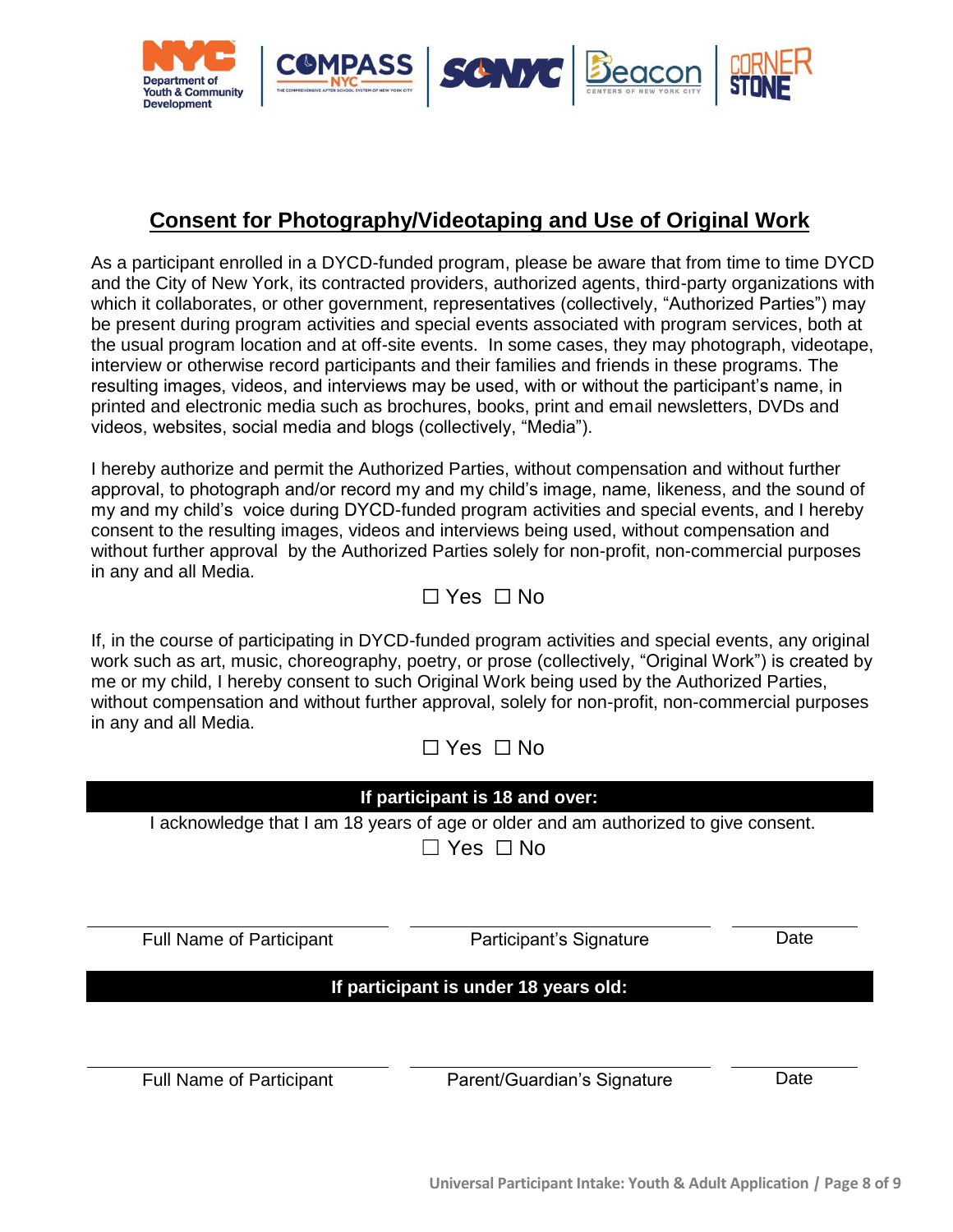## Consent for Photography/Videotaping and Use of Original Work

As a participant enrolled in a DYCD-funded program, please be aware that from time to time DYCD and the City of New York, its contracted providers, authorized agents, third-party organizations with which it collaborates, or other government, representatives (collectively, "Authorized Parties") may be present during program activities and special events associated with program services, both at the usual program location and at off-site events. In some cases, they may photograph, videotape, interview or otherwise record participants and their families and friends in these programs. The resulting images, videos, and interviews may be used, with or without the participant's name, in printed and electronic media such as brochures, books, print and email newsletters, DVDs and videos, websites, social media and blogs (collectively, "Media").

I hereby authorize and permit the Authorized Parties, without compensation and without further approval, to photograph and/or record my and my child's image, name, likeness, and the sound of my and my child's voice during DYCD-funded program activities and special events, and I hereby consent to the resulting images, videos and interviews being used, without compensation and without further approval by the Authorized Parties solely for non-profit, non-commercial purposes in any and all Media.

☐ Yes ☐ No

If, in the course of participating in DYCD-funded program activities and special events, any original work such as art, music, choreography, poetry, or prose (collectively, "Original Work") is created by me or my child, I hereby consent to such Original Work being used by the Authorized Parties, without compensation and without further approval, solely for non-profit, non-commercial purposes in any and all Media.

☐ Yes ☐ No

**If participant is 18 and over:**

I acknowledge that I am 18 years of age or older and am authorized to give consent.

☐ Yes ☐ No

| Full Name of Participant | Participant's Signature | Date |
|---|---|---|
| | | |

**If participant is under 18 years old:**

| Full Name of Participant | Parent/Guardian's Signature | Date |
|---|---|---|
| | | |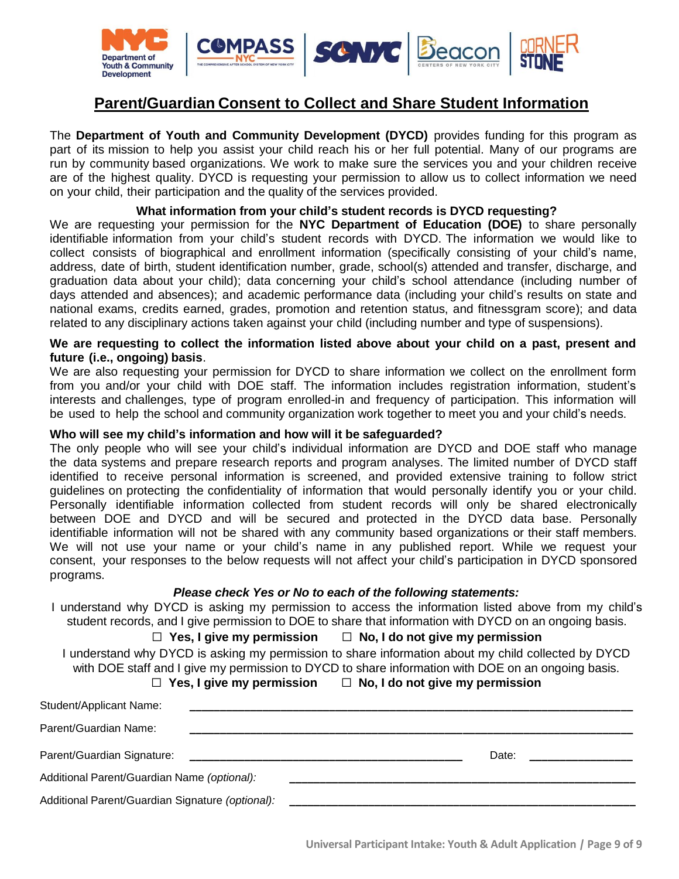# Parent/Guardian Consent to Collect and Share Student Information

The **Department of Youth and Community Development (DYCD)** provides funding for this program as part of its mission to help you assist your child reach his or her full potential. Many of our programs are run by community based organizations. We work to make sure the services you and your children receive are of the highest quality. DYCD is requesting your permission to allow us to collect information we need on your child, their participation and the quality of the services provided.

**What information from your child's student records is DYCD requesting?**

We are requesting your permission for the **NYC Department of Education (DOE)** to share personally identifiable information from your child's student records with DYCD. The information we would like to collect consists of biographical and enrollment information (specifically consisting of your child's name, address, date of birth, student identification number, grade, school(s) attended and transfer, discharge, and graduation data about your child); data concerning your child's school attendance (including number of days attended and absences); and academic performance data (including your child's results on state and national exams, credits earned, grades, promotion and retention status, and fitnessgram score); and data related to any disciplinary actions taken against your child (including number and type of suspensions).

**We are requesting to collect the information listed above about your child on a past, present and future (i.e., ongoing) basis**.

We are also requesting your permission for DYCD to share information we collect on the enrollment form from you and/or your child with DOE staff. The information includes registration information, student's interests and challenges, type of program enrolled-in and frequency of participation. This information will be used to help the school and community organization work together to meet you and your child's needs.

**Who will see my child's information and how will it be safeguarded?**

The only people who will see your child's individual information are DYCD and DOE staff who manage the data systems and prepare research reports and program analyses. The limited number of DYCD staff identified to receive personal information is screened, and provided extensive training to follow strict guidelines on protecting the confidentiality of information that would personally identify you or your child. Personally identifiable information collected from student records will only be shared electronically between DOE and DYCD and will be secured and protected in the DYCD data base. Personally identifiable information will not be shared with any community based organizations or their staff members. We will not use your name or your child's name in any published report. While we request your consent, your responses to the below requests will not affect your child's participation in DYCD sponsored programs.

***Please check Yes or No to each of the following statements:***

I understand why DYCD is asking my permission to access the information listed above from my child's student records, and I give permission to DOE to share that information with DYCD on an ongoing basis.

☐ **Yes, I give my permission** ☐ **No, I do not give my permission**

I understand why DYCD is asking my permission to share information about my child collected by DYCD with DOE staff and I give my permission to DYCD to share information with DOE on an ongoing basis.

☐ **Yes, I give my permission** ☐ **No, I do not give my permission**

Student/Applicant Name: ____________________________________________

Parent/Guardian Name: ____________________________________________

Parent/Guardian Signature: ______________________________ Date: ______________

Additional Parent/Guardian Name *(optional)*: ____________________________________

Additional Parent/Guardian Signature *(optional)*: ____________________________________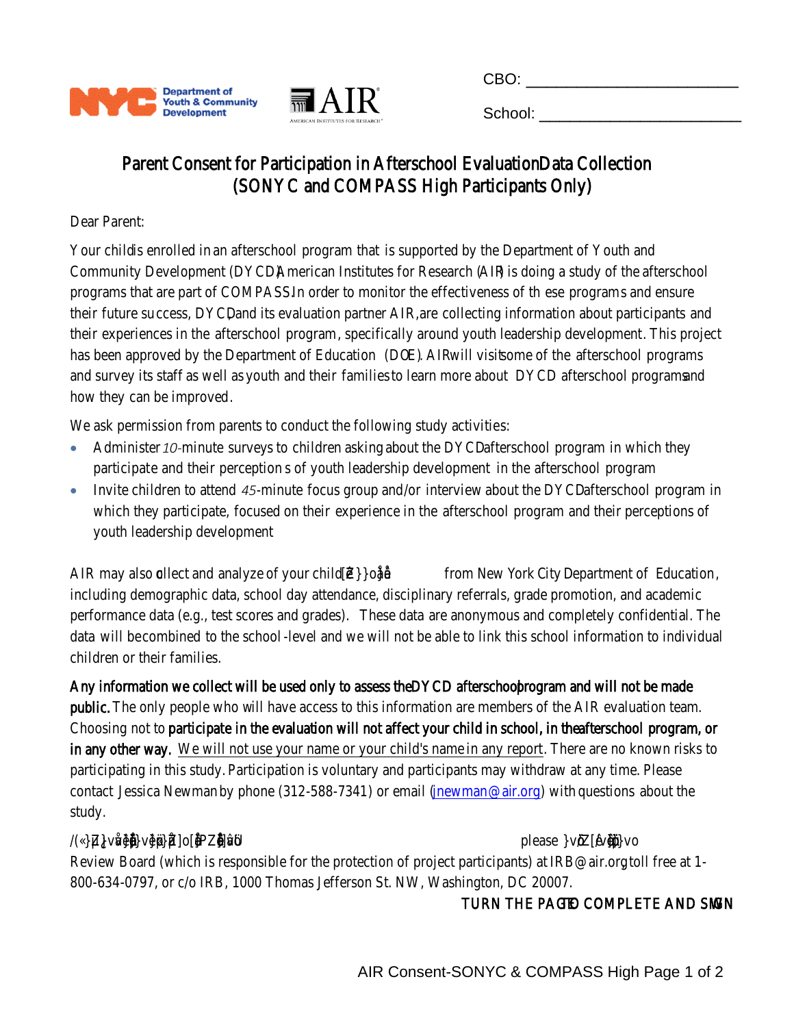CBO: ______________________

School: ______________________

# Parent Consent for Participation in Afterschool Evaluation Data Collection (SONYC and COMPASS High Participants Only)

Dear Parent:

Your child is enrolled in an afterschool program that is supported by the Department of Youth and Community Development (DYCD). American Institutes for Research (AIR) is doing a study of the afterschool programs that are part of COMPASS. In order to monitor the effectiveness of these programs and ensure their future success, DYCD and its evaluation partner AIR, are collecting information about participants and their experiences in the afterschool program, specifically around youth leadership development. This project has been approved by the Department of Education (DOE). AIR will visit some of the afterschool programs and survey its staff as well as youth and their families to learn more about DYCD afterschool programs and how they can be improved.

We ask permission from parents to conduct the following study activities:

- Administer *10*-minute surveys to children asking about the DYCD afterschool program in which they participate and their perceptions of youth leadership development in the afterschool program
- Invite children to attend *45*-minute focus group and/or interview about the DYCD afterschool program in which they participate, focused on their experience in the afterschool program and their perceptions of youth leadership development

AIR may also collect and analyze of your child[Z}}oå from New York City Department of Education, including demographic data, school day attendance, disciplinary referrals, grade promotion, and academic performance data (e.g., test scores and grades). These data are anonymous and completely confidential. The data will be combined to the school-level and we will not be able to link this school information to individual children or their families.

**Any information we collect will be used only to assess the DYCD afterschool program and will not be made public.** The only people who will have access to this information are members of the AIR evaluation team. Choosing not to **participate in the evaluation will not affect your child in school, in the afterschool program, or in any other way.** <u>We will not use your name or your child's name in any report</u>. There are no known risks to participating in this study. Participation is voluntary and participants may withdraw at any time. Please contact Jessica Newman by phone (312-588-7341) or email (jnewman@air.org) with questions about the study.

/(«}µ]v~vå}µ]]o[Zå]u please }v~Z[]vo Review Board (which is responsible for the protection of project participants) at IRB@air.org, toll free at 1-800-634-0797, or c/o IRB, 1000 Thomas Jefferson St. NW, Washington, DC 20007.

TURN THE PAGE TO COMPLETE AND SIGN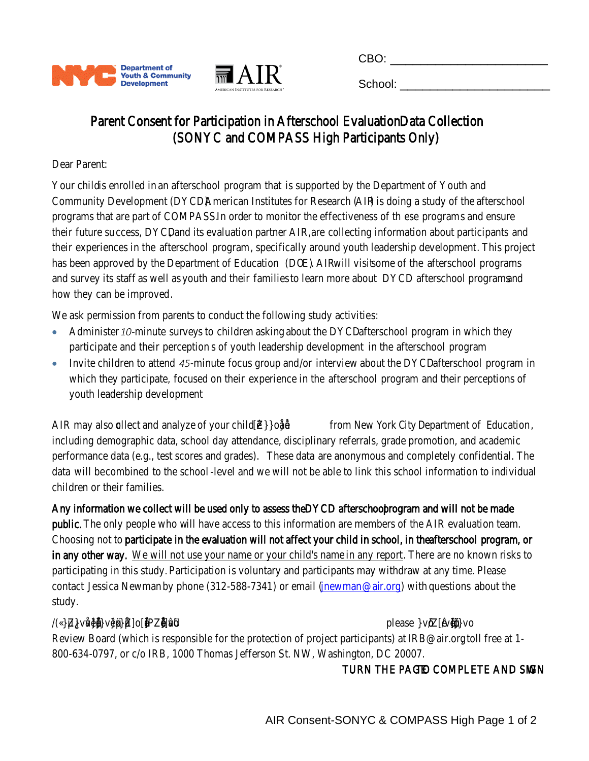CBO: ______________________

School: ______________________

# Parent Consent for Participation in Afterschool Evaluation Data Collection (SONYC and COMPASS High Participants Only)

Dear Parent:

Your child is enrolled in an afterschool program that is supported by the Department of Youth and Community Development (DYCD). American Institutes for Research (AIR) is doing a study of the afterschool programs that are part of COMPASS. In order to monitor the effectiveness of these programs and ensure their future success, DYCD and its evaluation partner AIR, are collecting information about participants and their experiences in the afterschool program, specifically around youth leadership development. This project has been approved by the Department of Education (DOE). AIR will visit some of the afterschool programs and survey its staff as well as youth and their families to learn more about DYCD afterschool programs and how they can be improved.

We ask permission from parents to conduct the following study activities:

- Administer *10*-minute surveys to children asking about the DYCD afterschool program in which they participate and their perceptions of youth leadership development in the afterschool program
- Invite children to attend *45*-minute focus group and/or interview about the DYCD afterschool program in which they participate, focused on their experience in the afterschool program and their perceptions of youth leadership development

AIR may also collect and analyze of your child[Ž}}oå from New York City Department of Education, including demographic data, school day attendance, disciplinary referrals, grade promotion, and academic performance data (e.g., test scores and grades). These data are anonymous and completely confidential. The data will be combined to the school-level and we will not be able to link this school information to individual children or their families.

**Any information we collect will be used only to assess the DYCD afterschool program and will not be made public.** The only people who will have access to this information are members of the AIR evaluation team. Choosing not to **participate in the evaluation will not affect your child in school, in the afterschool program, or in any other way.** We will not use your name or your child's name in any report. There are no known risks to participating in this study. Participation is voluntary and participants may withdraw at any time. Please contact Jessica Newman by phone (312-588-7341) or email (jnewman@air.org) with questions about the study.

/(«}µ]À‰v‹µ}v‹]o[‰Z‰]ŒU please }vŒ[‹o}vo Review Board (which is responsible for the protection of project participants) at IRB@air.org toll free at 1-800-634-0797, or c/o IRB, 1000 Thomas Jefferson St. NW, Washington, DC 20007.

TURN THE PAGE TO COMPLETE AND SIGN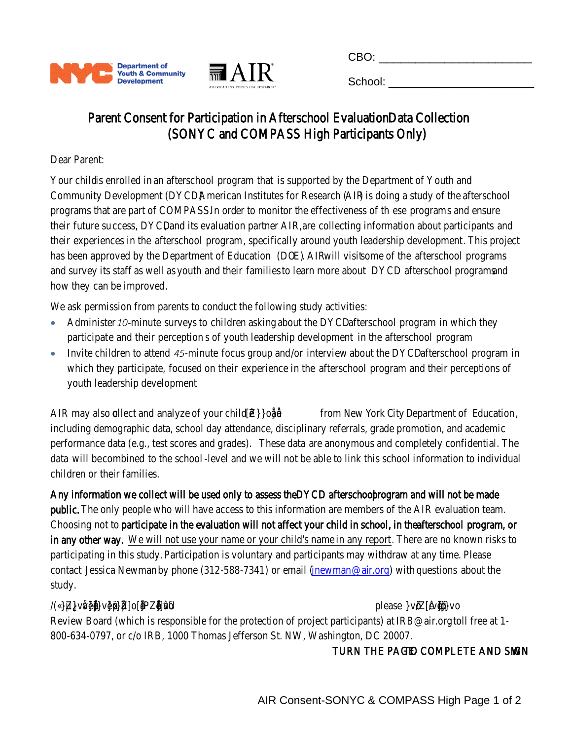CBO: ________________________

School: ________________________

# Parent Consent for Participation in Afterschool Evaluation Data Collection (SONYC and COMPASS High Participants Only)

Dear Parent:

Your child is enrolled in an afterschool program that is supported by the Department of Youth and Community Development (DYCD). American Institutes for Research (AIR) is doing a study of the afterschool programs that are part of COMPASS. In order to monitor the effectiveness of these programs and ensure their future success, DYCD and its evaluation partner AIR, are collecting information about participants and their experiences in the afterschool program, specifically around youth leadership development. This project has been approved by the Department of Education (DOE). AIR will visit some of the afterschool programs and survey its staff as well as youth and their families to learn more about DYCD afterschool programs and how they can be improved.

We ask permission from parents to conduct the following study activities:

- Administer *10*-minute surveys to children asking about the DYCD afterschool program in which they participate and their perceptions of youth leadership development in the afterschool program
- Invite children to attend *45*-minute focus group and/or interview about the DYCD afterschool program in which they participate, focused on their experience in the afterschool program and their perceptions of youth leadership development

AIR may also collect and analyze of your child[Z }} o å from New York City Department of Education, including demographic data, school day attendance, disciplinary referrals, grade promotion, and academic performance data (e.g., test scores and grades). These data are anonymous and completely confidential. The data will be combined to the school-level and we will not be able to link this school information to individual children or their families.

**Any information we collect will be used only to assess the DYCD afterschool program and will not be made public.** The only people who will have access to this information are members of the AIR evaluation team. Choosing not to **participate in the evaluation will not affect your child in school, in the afterschool program, or in any other way.** We will not use your name or your child's name in any report. There are no known risks to participating in this study. Participation is voluntary and participants may withdraw at any time. Please contact Jessica Newman by phone (312-588-7341) or email (jnewman@air.org) with questions about the study.

/(«}Z} v}}}}Z] o[ Z]ä please }vZ [}]vo Review Board (which is responsible for the protection of project participants) at IRB@air.org toll free at 1-800-634-0797, or c/o IRB, 1000 Thomas Jefferson St. NW, Washington, DC 20007.

TURN THE PAGE TO COMPLETE AND SIGN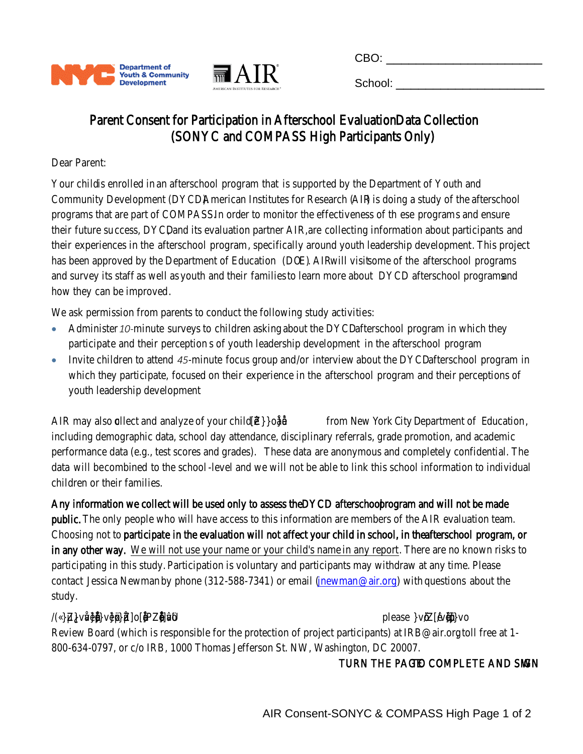CBO: ________________________

School: ________________________

# Parent Consent for Participation in Afterschool Evaluation Data Collection (SONYC and COMPASS High Participants Only)

Dear Parent:

Your child is enrolled in an afterschool program that is supported by the Department of Youth and Community Development (DYCD). American Institutes for Research (AIR) is doing a study of the afterschool programs that are part of COMPASS. In order to monitor the effectiveness of these programs and ensure their future success, DYCD and its evaluation partner AIR, are collecting information about participants and their experiences in the afterschool program, specifically around youth leadership development. This project has been approved by the Department of Education (DOE). AIR will visit some of the afterschool programs and survey its staff as well as youth and their families to learn more about DYCD afterschool programs and how they can be improved.

We ask permission from parents to conduct the following study activities:

- Administer *10*-minute surveys to children asking about the DYCD afterschool program in which they participate and their perceptions of youth leadership development in the afterschool program
- Invite children to attend *45*-minute focus group and/or interview about the DYCD afterschool program in which they participate, focused on their experience in the afterschool program and their perceptions of youth leadership development

AIR may also collect and analyze of your child[Z}}oå from New York City Department of Education, including demographic data, school day attendance, disciplinary referrals, grade promotion, and academic performance data (e.g., test scores and grades). These data are anonymous and completely confidential. The data will be combined to the school-level and we will not be able to link this school information to individual children or their families.

**Any information we collect will be used only to assess the DYCD afterschool program and will not be made public.** The only people who will have access to this information are members of the AIR evaluation team. Choosing not to **participate in the evaluation will not affect your child in school, in the afterschool program, or in any other way.** <u>We will not use your name or your child's name in any report</u>. There are no known risks to participating in this study. Participation is voluntary and participants may withdraw at any time. Please contact Jessica Newman by phone (312-588-7341) or email (jnewman@air.org) with questions about the study.

/(«}]Z}vå}vå]o[Z]ä please }vZ[vå}vo Review Board (which is responsible for the protection of project participants) at IRB@air.org toll free at 1-800-634-0797, or c/o IRB, 1000 Thomas Jefferson St. NW, Washington, DC 20007.

TURN THE PAGE TO COMPLETE AND SIGN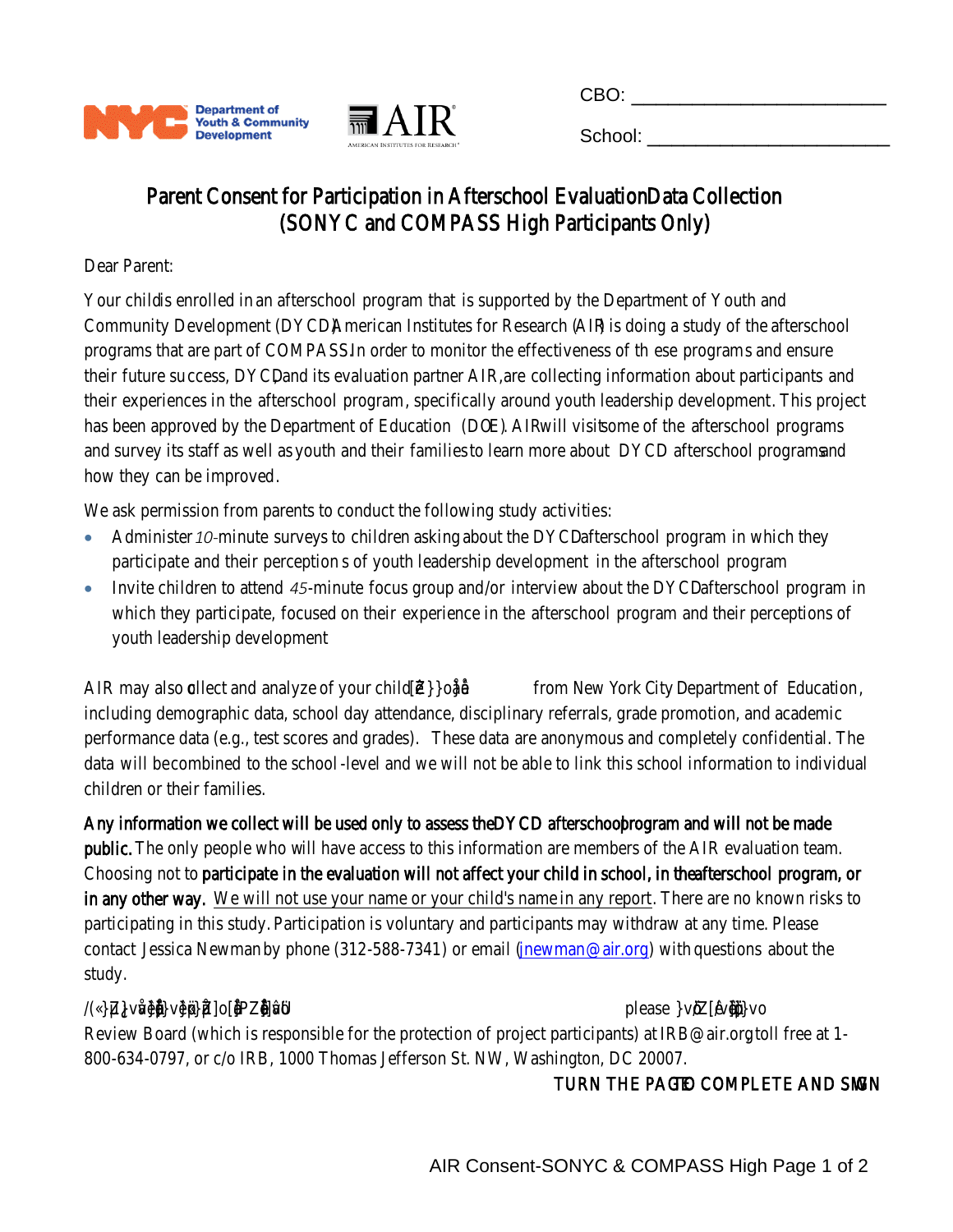CBO: ________________________

School: ________________________

# Parent Consent for Participation in Afterschool Evaluation Data Collection (SONYC and COMPASS High Participants Only)

Dear Parent:

Your child is enrolled in an afterschool program that is supported by the Department of Youth and Community Development (DYCD). American Institutes for Research (AIR) is doing a study of the afterschool programs that are part of COMPASS. In order to monitor the effectiveness of these programs and ensure their future success, DYCD and its evaluation partner AIR, are collecting information about participants and their experiences in the afterschool program, specifically around youth leadership development. This project has been approved by the Department of Education (DOE). AIR will visit some of the afterschool programs and survey its staff as well as youth and their families to learn more about DYCD afterschool programs and how they can be improved.

We ask permission from parents to conduct the following study activities:

- Administer *10*-minute surveys to children asking about the DYCD afterschool program in which they participate and their perceptions of youth leadership development in the afterschool program
- Invite children to attend *45*-minute focus group and/or interview about the DYCD afterschool program in which they participate, focused on their experience in the afterschool program and their perceptions of youth leadership development

AIR may also collect and analyze of your child[ž}}oåå from New York City Department of Education, including demographic data, school day attendance, disciplinary referrals, grade promotion, and academic performance data (e.g., test scores and grades). These data are anonymous and completely confidential. The data will be combined to the school-level and we will not be able to link this school information to individual children or their families.

**Any information we collect will be used only to assess the DYCD afterschool program and will not be made public.** The only people who will have access to this information are members of the AIR evaluation team. Choosing not to **participate in the evaluation will not affect your child in school, in the afterschool program, or in any other way.** We will not use your name or your child's name in any report. There are no known risks to participating in this study. Participation is voluntary and participants may withdraw at any time. Please contact Jessica Newman by phone (312-588-7341) or email (jnewman@air.org) with questions about the study.

/(«}Z¿vå}-vå}ŽZ]o[ZåP please }vŽ[å}vo Review Board (which is responsible for the protection of project participants) at IRB@air.org, toll free at 1-800-634-0797, or c/o IRB, 1000 Thomas Jefferson St. NW, Washington, DC 20007.

TURN THE PAGE TO COMPLETE AND SIGN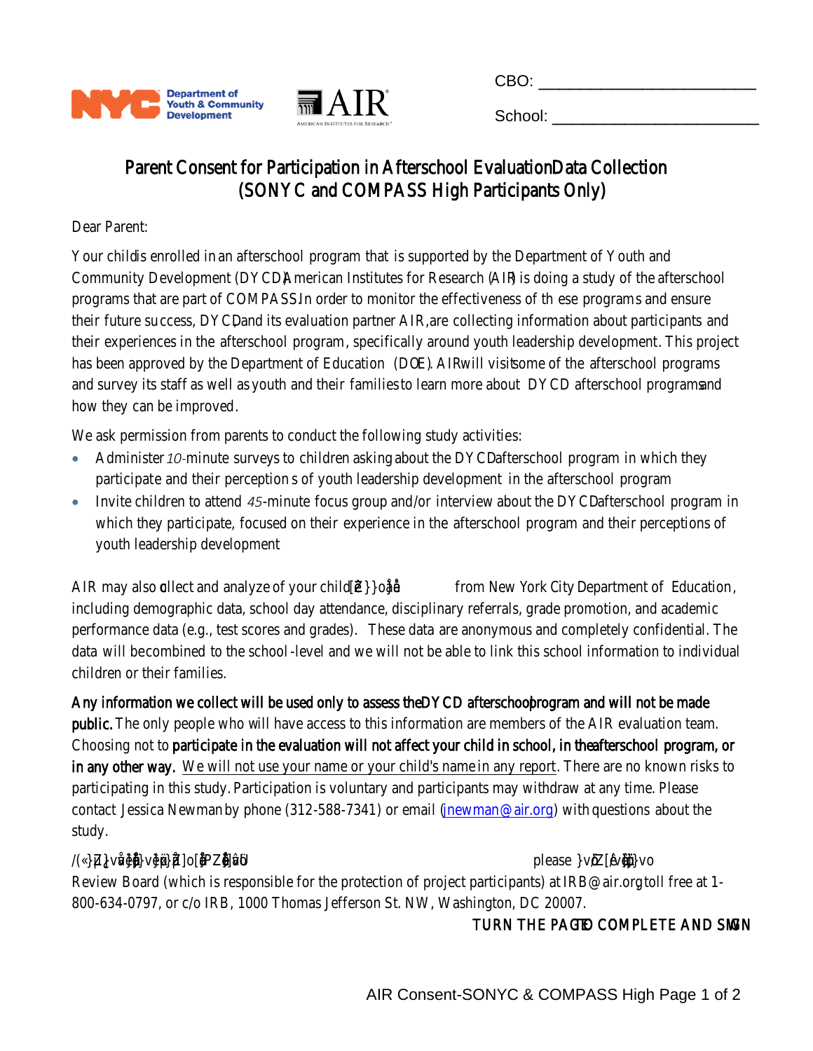CBO: ________________________

School: ________________________

# Parent Consent for Participation in Afterschool Evaluation Data Collection (SONYC and COMPASS High Participants Only)

Dear Parent:

Your child is enrolled in an afterschool program that is supported by the Department of Youth and Community Development (DYCD). American Institutes for Research (AIR) is doing a study of the afterschool programs that are part of COMPASS. In order to monitor the effectiveness of these programs and ensure their future success, DYCD and its evaluation partner AIR, are collecting information about participants and their experiences in the afterschool program, specifically around youth leadership development. This project has been approved by the Department of Education (DOE). AIR will visit some of the afterschool programs and survey its staff as well as youth and their families to learn more about DYCD afterschool programs and how they can be improved.

We ask permission from parents to conduct the following study activities:

- Administer *10*-minute surveys to children asking about the DYCD afterschool program in which they participate and their perceptions of youth leadership development in the afterschool program
- Invite children to attend *45*-minute focus group and/or interview about the DYCD afterschool program in which they participate, focused on their experience in the afterschool program and their perceptions of youth leadership development

AIR may also collect and analyze of your child[Z}}o å from New York City Department of Education, including demographic data, school day attendance, disciplinary referrals, grade promotion, and academic performance data (e.g., test scores and grades). These data are anonymous and completely confidential. The data will be combined to the school-level and we will not be able to link this school information to individual children or their families.

**Any information we collect will be used only to assess the DYCD afterschool program and will not be made public.** The only people who will have access to this information are members of the AIR evaluation team. Choosing not to **participate in the evaluation will not affect your child in school, in the afterschool program, or in any other way.** <u>We will not use your name or your child's name in any report</u>. There are no known risks to participating in this study. Participation is voluntary and participants may withdraw at any time. Please contact Jessica Newman by phone (312-588-7341) or email (jnewman@air.org) with questions about the study.

/(«}Z}v}vo[Z please }vZ[vo Review Board (which is responsible for the protection of project participants) at IRB@air.org toll free at 1-800-634-0797, or c/o IRB, 1000 Thomas Jefferson St. NW, Washington, DC 20007.

TURN THE PAGE TO COMPLETE AND SIGN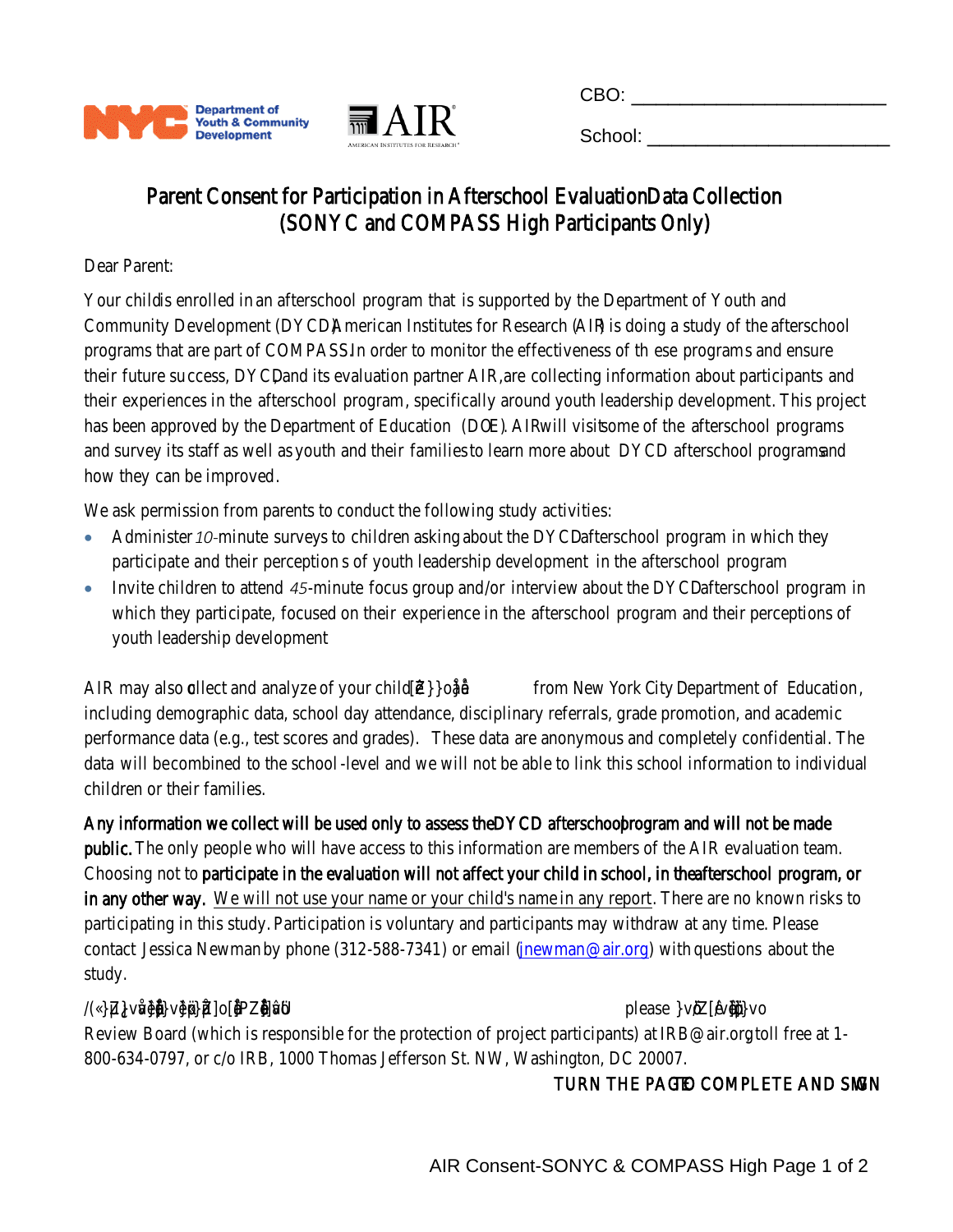CBO: ______________________

School: ______________________

# Parent Consent for Participation in Afterschool Evaluation Data Collection (SONYC and COMPASS High Participants Only)

Dear Parent:

Your child is enrolled in an afterschool program that is supported by the Department of Youth and Community Development (DYCD). American Institutes for Research (AIR) is doing a study of the afterschool programs that are part of COMPASS. In order to monitor the effectiveness of these programs and ensure their future success, DYCD and its evaluation partner AIR, are collecting information about participants and their experiences in the afterschool program, specifically around youth leadership development. This project has been approved by the Department of Education (DOE). AIR will visit some of the afterschool programs and survey its staff as well as youth and their families to learn more about DYCD afterschool programs and how they can be improved.

We ask permission from parents to conduct the following study activities:

- Administer *10*-minute surveys to children asking about the DYCD afterschool program in which they participate and their perceptions of youth leadership development in the afterschool program
- Invite children to attend *45*-minute focus group and/or interview about the DYCD afterschool program in which they participate, focused on their experience in the afterschool program and their perceptions of youth leadership development

AIR may also collect and analyze of your child[Ž}}o å from New York City Department of Education, including demographic data, school day attendance, disciplinary referrals, grade promotion, and academic performance data (e.g., test scores and grades). These data are anonymous and completely confidential. The data will be combined to the school-level and we will not be able to link this school information to individual children or their families.

**Any information we collect will be used only to assess the DYCD afterschool program and will not be made public.** The only people who will have access to this information are members of the AIR evaluation team. Choosing not to **participate in the evaluation will not affect your child in school, in the afterschool program, or in any other way.** <u>We will not use your name or your child's name in any report</u>. There are no known risks to participating in this study. Participation is voluntary and participants may withdraw at any time. Please contact Jessica Newman by phone (312-588-7341) or email (jnewman@air.org) with questions about the study.

/(«}]Z}vå}v[vå]o[]ZPZ]šU please }vš Z [Ÿ]vo Review Board (which is responsible for the protection of project participants) at IRB@air.org toll free at 1-800-634-0797, or c/o IRB, 1000 Thomas Jefferson St. NW, Washington, DC 20007.

TURN THE PAGE TO COMPLETE AND SIGN